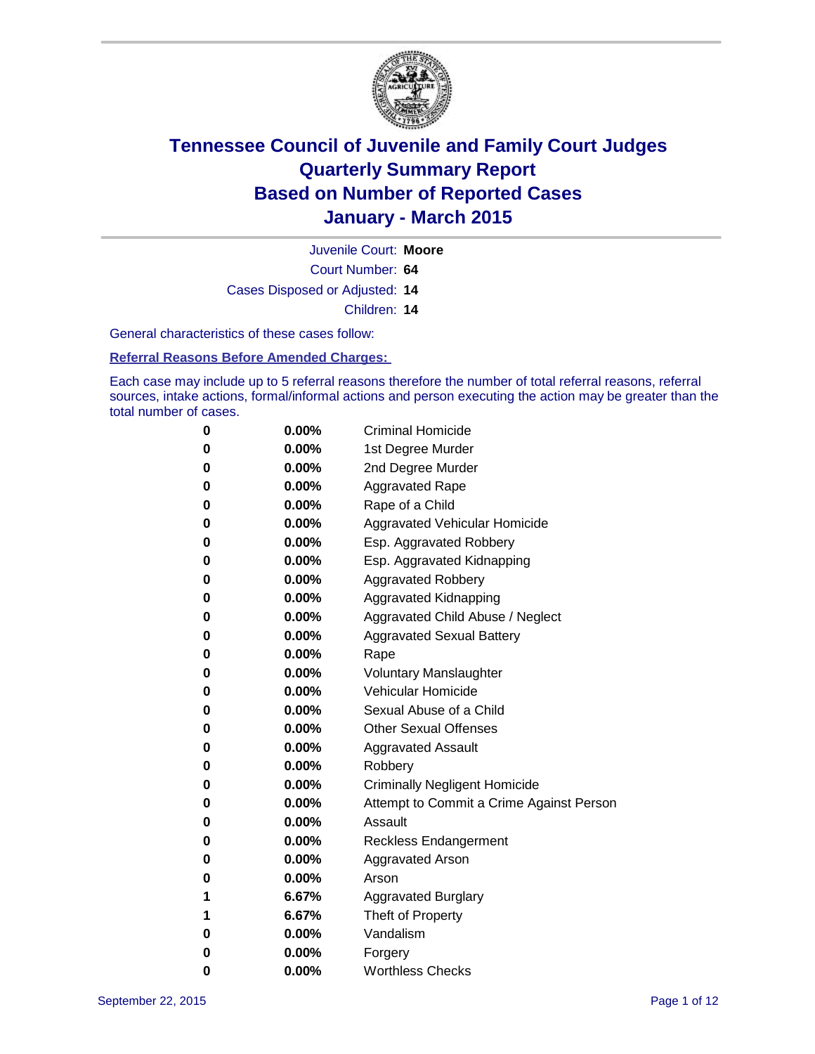# Tennessee Council of Juvenile and Family Court Judges
# Quarterly Summary Report
# Based on Number of Reported Cases
# January - March 2015

Juvenile Court: **Moore**
Court Number: **64**
Cases Disposed or Adjusted: **14**
Children: **14**

General characteristics of these cases follow:

**Referral Reasons Before Amended Charges:**

Each case may include up to 5 referral reasons therefore the number of total referral reasons, referral sources, intake actions, formal/informal actions and person executing the action may be greater than the total number of cases.

| Count | Percent | Referral Reason |
|---|---|---|
| 0 | 0.00% | Criminal Homicide |
| 0 | 0.00% | 1st Degree Murder |
| 0 | 0.00% | 2nd Degree Murder |
| 0 | 0.00% | Aggravated Rape |
| 0 | 0.00% | Rape of a Child |
| 0 | 0.00% | Aggravated Vehicular Homicide |
| 0 | 0.00% | Esp. Aggravated Robbery |
| 0 | 0.00% | Esp. Aggravated Kidnapping |
| 0 | 0.00% | Aggravated Robbery |
| 0 | 0.00% | Aggravated Kidnapping |
| 0 | 0.00% | Aggravated Child Abuse / Neglect |
| 0 | 0.00% | Aggravated Sexual Battery |
| 0 | 0.00% | Rape |
| 0 | 0.00% | Voluntary Manslaughter |
| 0 | 0.00% | Vehicular Homicide |
| 0 | 0.00% | Sexual Abuse of a Child |
| 0 | 0.00% | Other Sexual Offenses |
| 0 | 0.00% | Aggravated Assault |
| 0 | 0.00% | Robbery |
| 0 | 0.00% | Criminally Negligent Homicide |
| 0 | 0.00% | Attempt to Commit a Crime Against Person |
| 0 | 0.00% | Assault |
| 0 | 0.00% | Reckless Endangerment |
| 0 | 0.00% | Aggravated Arson |
| 0 | 0.00% | Arson |
| 1 | 6.67% | Aggravated Burglary |
| 1 | 6.67% | Theft of Property |
| 0 | 0.00% | Vandalism |
| 0 | 0.00% | Forgery |
| 0 | 0.00% | Worthless Checks |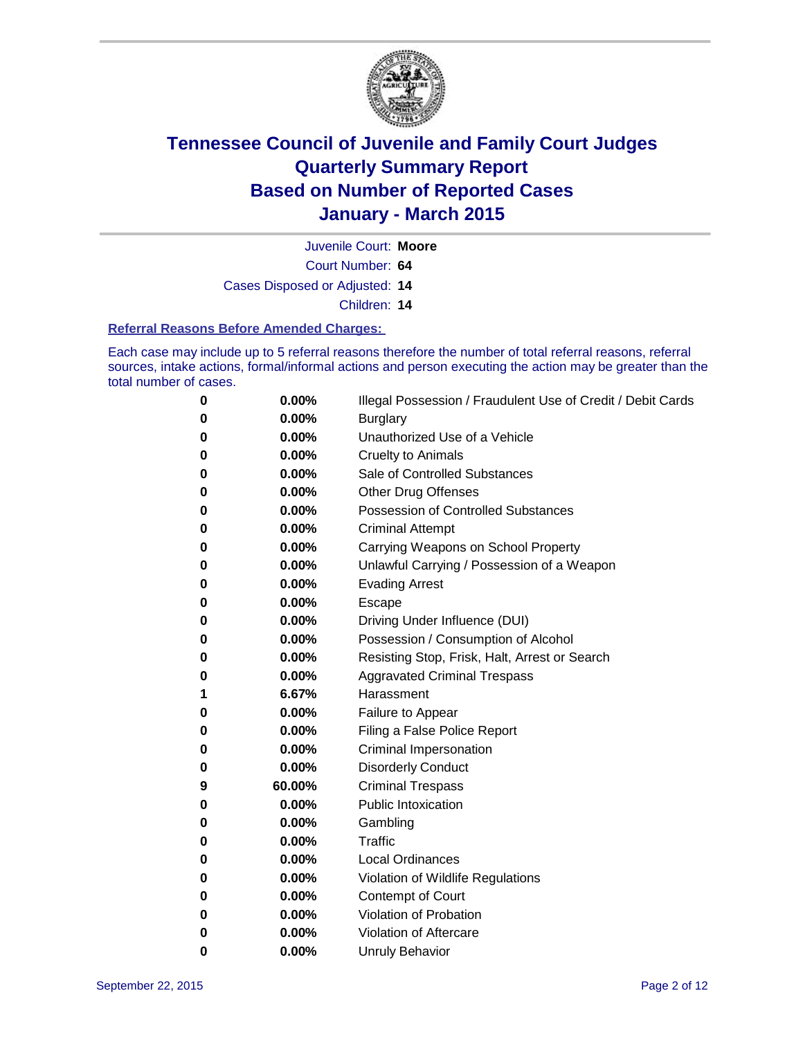# Tennessee Council of Juvenile and Family Court Judges
## Quarterly Summary Report
## Based on Number of Reported Cases
## January - March 2015

Juvenile Court: **Moore**

Court Number: **64**

Cases Disposed or Adjusted: **14**

Children: **14**

### Referral Reasons Before Amended Charges:

Each case may include up to 5 referral reasons therefore the number of total referral reasons, referral sources, intake actions, formal/informal actions and person executing the action may be greater than the total number of cases.

| Count | Percent | Referral Reason |
|---|---|---|
| 0 | 0.00% | Illegal Possession / Fraudulent Use of Credit / Debit Cards |
| 0 | 0.00% | Burglary |
| 0 | 0.00% | Unauthorized Use of a Vehicle |
| 0 | 0.00% | Cruelty to Animals |
| 0 | 0.00% | Sale of Controlled Substances |
| 0 | 0.00% | Other Drug Offenses |
| 0 | 0.00% | Possession of Controlled Substances |
| 0 | 0.00% | Criminal Attempt |
| 0 | 0.00% | Carrying Weapons on School Property |
| 0 | 0.00% | Unlawful Carrying / Possession of a Weapon |
| 0 | 0.00% | Evading Arrest |
| 0 | 0.00% | Escape |
| 0 | 0.00% | Driving Under Influence (DUI) |
| 0 | 0.00% | Possession / Consumption of Alcohol |
| 0 | 0.00% | Resisting Stop, Frisk, Halt, Arrest or Search |
| 0 | 0.00% | Aggravated Criminal Trespass |
| 1 | 6.67% | Harassment |
| 0 | 0.00% | Failure to Appear |
| 0 | 0.00% | Filing a False Police Report |
| 0 | 0.00% | Criminal Impersonation |
| 0 | 0.00% | Disorderly Conduct |
| 9 | 60.00% | Criminal Trespass |
| 0 | 0.00% | Public Intoxication |
| 0 | 0.00% | Gambling |
| 0 | 0.00% | Traffic |
| 0 | 0.00% | Local Ordinances |
| 0 | 0.00% | Violation of Wildlife Regulations |
| 0 | 0.00% | Contempt of Court |
| 0 | 0.00% | Violation of Probation |
| 0 | 0.00% | Violation of Aftercare |
| 0 | 0.00% | Unruly Behavior |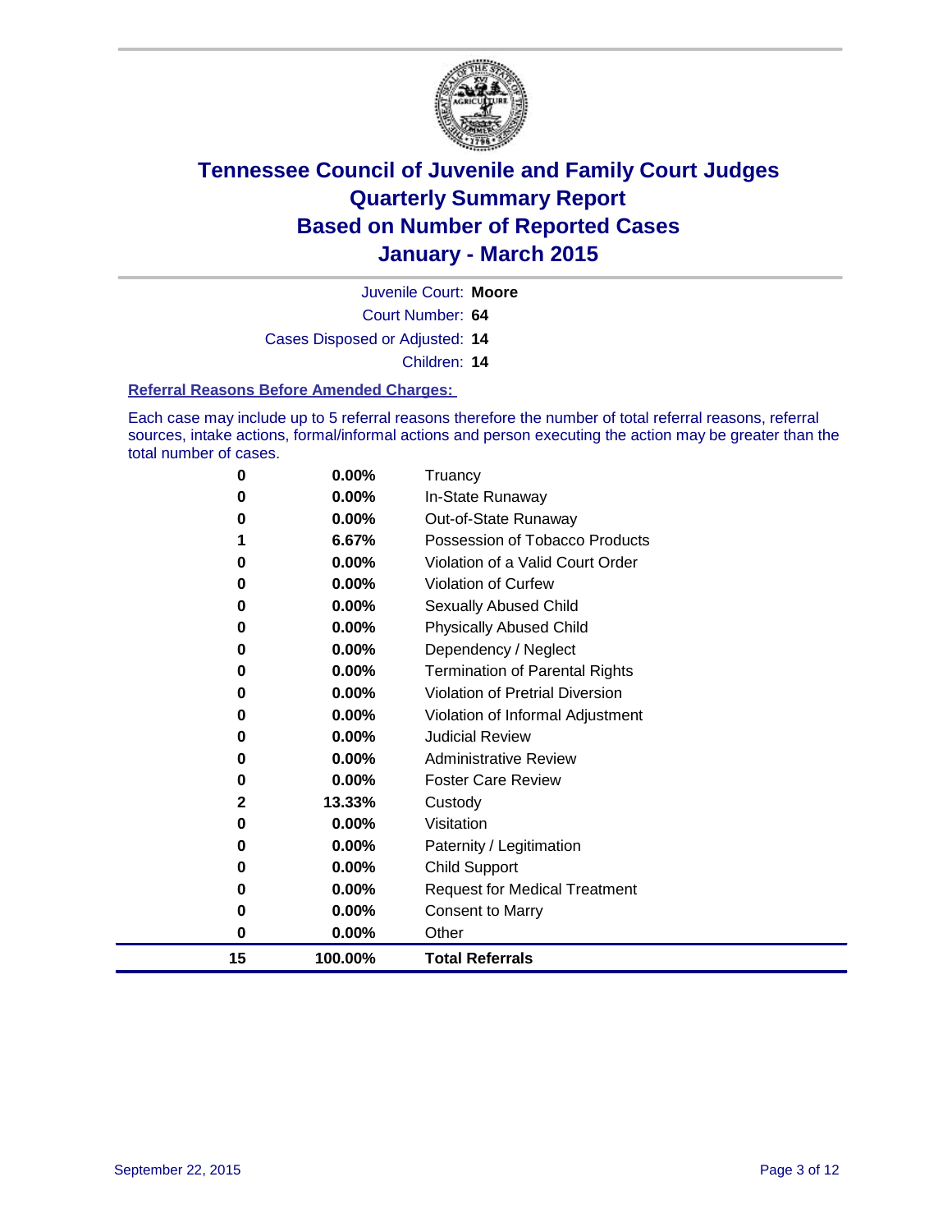# Tennessee Council of Juvenile and Family Court Judges
## Quarterly Summary Report
## Based on Number of Reported Cases
## January - March 2015

Juvenile Court: **Moore**

Court Number: **64**

Cases Disposed or Adjusted: **14**

Children: **14**

### Referral Reasons Before Amended Charges:

Each case may include up to 5 referral reasons therefore the number of total referral reasons, referral sources, intake actions, formal/informal actions and person executing the action may be greater than the total number of cases.

| Count | Percent | Referral Reason |
|---|---|---|
| 0 | 0.00% | Truancy |
| 0 | 0.00% | In-State Runaway |
| 0 | 0.00% | Out-of-State Runaway |
| 1 | 6.67% | Possession of Tobacco Products |
| 0 | 0.00% | Violation of a Valid Court Order |
| 0 | 0.00% | Violation of Curfew |
| 0 | 0.00% | Sexually Abused Child |
| 0 | 0.00% | Physically Abused Child |
| 0 | 0.00% | Dependency / Neglect |
| 0 | 0.00% | Termination of Parental Rights |
| 0 | 0.00% | Violation of Pretrial Diversion |
| 0 | 0.00% | Violation of Informal Adjustment |
| 0 | 0.00% | Judicial Review |
| 0 | 0.00% | Administrative Review |
| 0 | 0.00% | Foster Care Review |
| 2 | 13.33% | Custody |
| 0 | 0.00% | Visitation |
| 0 | 0.00% | Paternity / Legitimation |
| 0 | 0.00% | Child Support |
| 0 | 0.00% | Request for Medical Treatment |
| 0 | 0.00% | Consent to Marry |
| 0 | 0.00% | Other |
| **15** | **100.00%** | **Total Referrals** |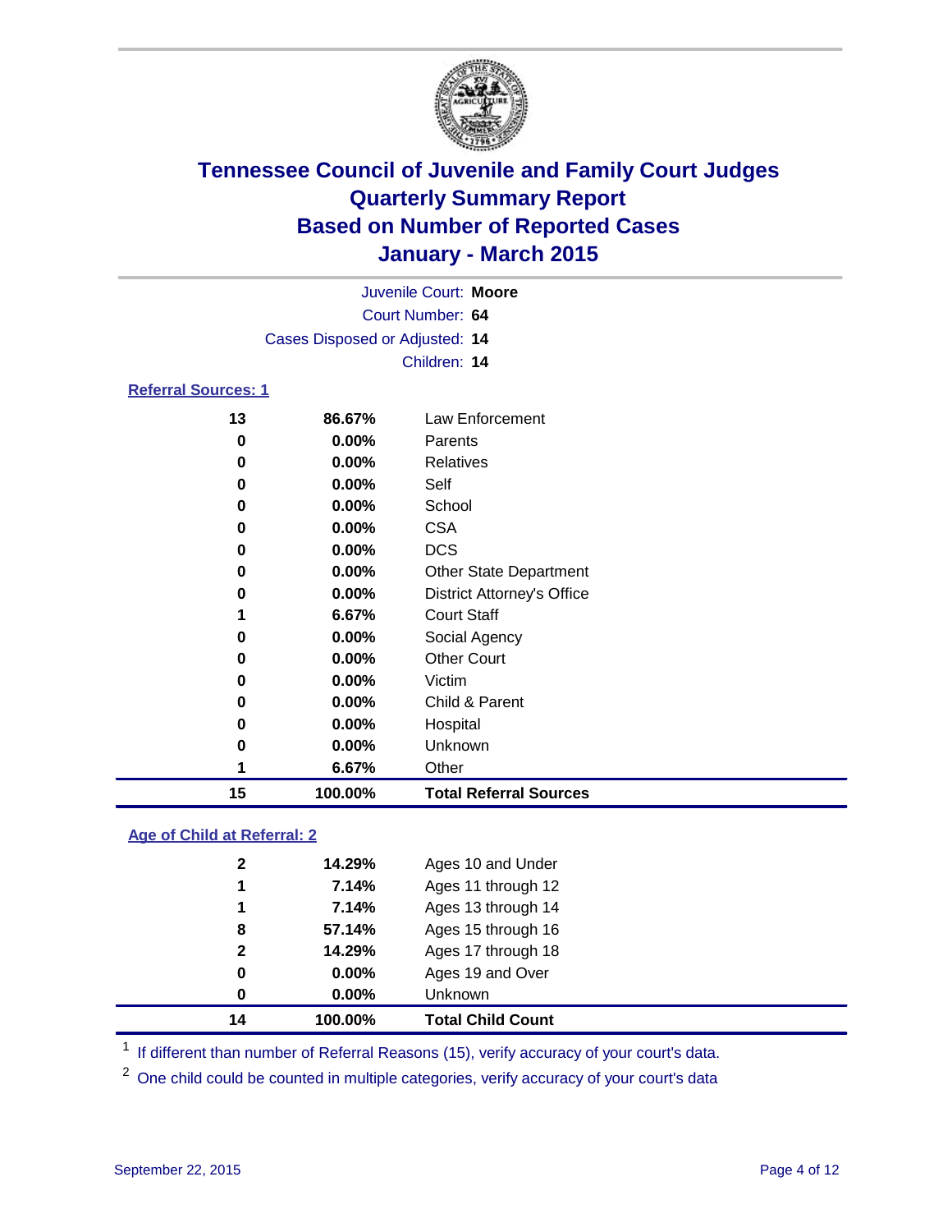# Tennessee Council of Juvenile and Family Court Judges
## Quarterly Summary Report
## Based on Number of Reported Cases
## January - March 2015

Juvenile Court: **Moore**
Court Number: **64**
Cases Disposed or Adjusted: **14**
Children: **14**

### Referral Sources: 1

| Count | Percent | Source |
|---|---|---|
| 13 | 86.67% | Law Enforcement |
| 0 | 0.00% | Parents |
| 0 | 0.00% | Relatives |
| 0 | 0.00% | Self |
| 0 | 0.00% | School |
| 0 | 0.00% | CSA |
| 0 | 0.00% | DCS |
| 0 | 0.00% | Other State Department |
| 0 | 0.00% | District Attorney's Office |
| 1 | 6.67% | Court Staff |
| 0 | 0.00% | Social Agency |
| 0 | 0.00% | Other Court |
| 0 | 0.00% | Victim |
| 0 | 0.00% | Child & Parent |
| 0 | 0.00% | Hospital |
| 0 | 0.00% | Unknown |
| 1 | 6.67% | Other |
| **15** | **100.00%** | **Total Referral Sources** |

### Age of Child at Referral: 2

| Count | Percent | Age |
|---|---|---|
| 2 | 14.29% | Ages 10 and Under |
| 1 | 7.14% | Ages 11 through 12 |
| 1 | 7.14% | Ages 13 through 14 |
| 8 | 57.14% | Ages 15 through 16 |
| 2 | 14.29% | Ages 17 through 18 |
| 0 | 0.00% | Ages 19 and Over |
| 0 | 0.00% | Unknown |
| **14** | **100.00%** | **Total Child Count** |

[1] If different than number of Referral Reasons (15), verify accuracy of your court's data.

[2] One child could be counted in multiple categories, verify accuracy of your court's data

September 22, 2015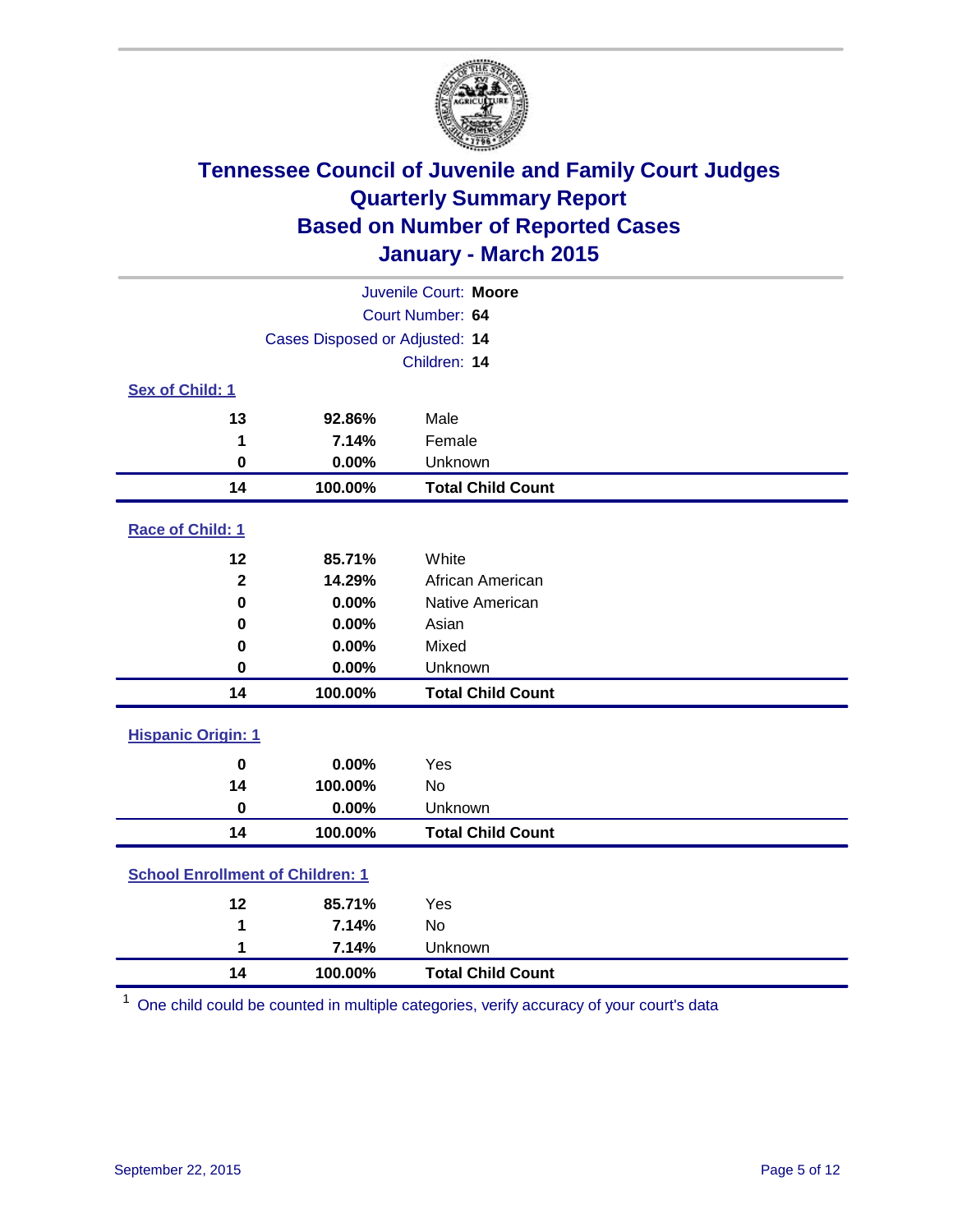# Tennessee Council of Juvenile and Family Court Judges
## Quarterly Summary Report
## Based on Number of Reported Cases
## January - March 2015

Juvenile Court: **Moore**
Court Number: **64**
Cases Disposed or Adjusted: **14**
Children: **14**

### Sex of Child: 1

| Count | Percent | Category |
|---|---|---|
| 13 | 92.86% | Male |
| 1 | 7.14% | Female |
| 0 | 0.00% | Unknown |
| **14** | **100.00%** | **Total Child Count** |

### Race of Child: 1

| Count | Percent | Category |
|---|---|---|
| 12 | 85.71% | White |
| 2 | 14.29% | African American |
| 0 | 0.00% | Native American |
| 0 | 0.00% | Asian |
| 0 | 0.00% | Mixed |
| 0 | 0.00% | Unknown |
| **14** | **100.00%** | **Total Child Count** |

### Hispanic Origin: 1

| Count | Percent | Category |
|---|---|---|
| 0 | 0.00% | Yes |
| 14 | 100.00% | No |
| 0 | 0.00% | Unknown |
| **14** | **100.00%** | **Total Child Count** |

### School Enrollment of Children: 1

| Count | Percent | Category |
|---|---|---|
| 12 | 85.71% | Yes |
| 1 | 7.14% | No |
| 1 | 7.14% | Unknown |
| **14** | **100.00%** | **Total Child Count** |

[1] One child could be counted in multiple categories, verify accuracy of your court's data

September 22, 2015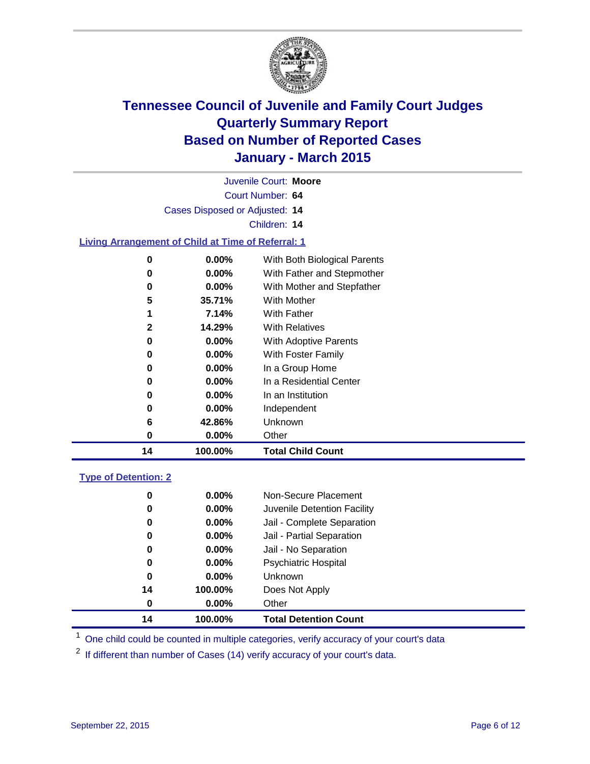# Tennessee Council of Juvenile and Family Court Judges
## Quarterly Summary Report
## Based on Number of Reported Cases
## January - March 2015

Juvenile Court: **Moore**
Court Number: **64**
Cases Disposed or Adjusted: **14**
Children: **14**

### Living Arrangement of Child at Time of Referral: 1

| Count | Percent | Category |
|---|---|---|
| 0 | 0.00% | With Both Biological Parents |
| 0 | 0.00% | With Father and Stepmother |
| 0 | 0.00% | With Mother and Stepfather |
| 5 | 35.71% | With Mother |
| 1 | 7.14% | With Father |
| 2 | 14.29% | With Relatives |
| 0 | 0.00% | With Adoptive Parents |
| 0 | 0.00% | With Foster Family |
| 0 | 0.00% | In a Group Home |
| 0 | 0.00% | In a Residential Center |
| 0 | 0.00% | In an Institution |
| 0 | 0.00% | Independent |
| 6 | 42.86% | Unknown |
| 0 | 0.00% | Other |
| **14** | **100.00%** | **Total Child Count** |

### Type of Detention: 2

| Count | Percent | Category |
|---|---|---|
| 0 | 0.00% | Non-Secure Placement |
| 0 | 0.00% | Juvenile Detention Facility |
| 0 | 0.00% | Jail - Complete Separation |
| 0 | 0.00% | Jail - Partial Separation |
| 0 | 0.00% | Jail - No Separation |
| 0 | 0.00% | Psychiatric Hospital |
| 0 | 0.00% | Unknown |
| 14 | 100.00% | Does Not Apply |
| 0 | 0.00% | Other |
| **14** | **100.00%** | **Total Detention Count** |

[1] One child could be counted in multiple categories, verify accuracy of your court's data

[2] If different than number of Cases (14) verify accuracy of your court's data.

September 22, 2015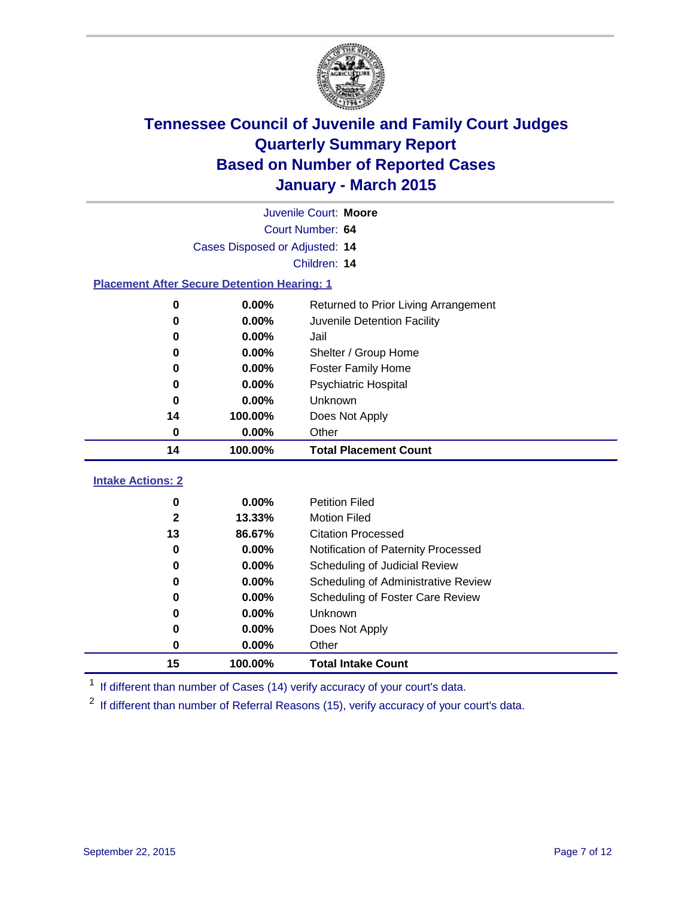# Tennessee Council of Juvenile and Family Court Judges
## Quarterly Summary Report
## Based on Number of Reported Cases
## January - March 2015

Juvenile Court: **Moore**

Court Number: **64**

Cases Disposed or Adjusted: **14**

Children: **14**

### Placement After Secure Detention Hearing: 1

| Count | Percent | Placement |
|---|---|---|
| **0** | **0.00%** | Returned to Prior Living Arrangement |
| **0** | **0.00%** | Juvenile Detention Facility |
| **0** | **0.00%** | Jail |
| **0** | **0.00%** | Shelter / Group Home |
| **0** | **0.00%** | Foster Family Home |
| **0** | **0.00%** | Psychiatric Hospital |
| **0** | **0.00%** | Unknown |
| **14** | **100.00%** | Does Not Apply |
| **0** | **0.00%** | Other |
| **14** | **100.00%** | **Total Placement Count** |

### Intake Actions: 2

| Count | Percent | Intake Action |
|---|---|---|
| **0** | **0.00%** | Petition Filed |
| **2** | **13.33%** | Motion Filed |
| **13** | **86.67%** | Citation Processed |
| **0** | **0.00%** | Notification of Paternity Processed |
| **0** | **0.00%** | Scheduling of Judicial Review |
| **0** | **0.00%** | Scheduling of Administrative Review |
| **0** | **0.00%** | Scheduling of Foster Care Review |
| **0** | **0.00%** | Unknown |
| **0** | **0.00%** | Does Not Apply |
| **0** | **0.00%** | Other |
| **15** | **100.00%** | **Total Intake Count** |

[1] If different than number of Cases (14) verify accuracy of your court's data.

[2] If different than number of Referral Reasons (15), verify accuracy of your court's data.

September 22, 2015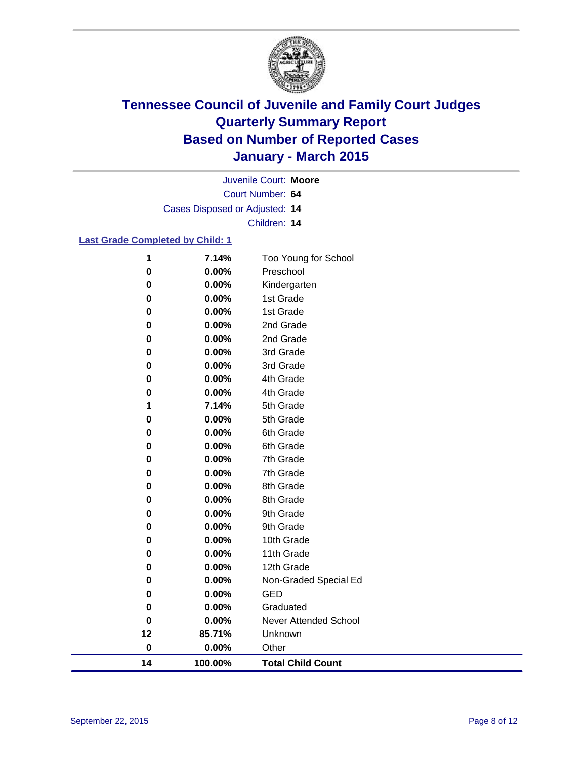# Tennessee Council of Juvenile and Family Court Judges
## Quarterly Summary Report
## Based on Number of Reported Cases
## January - March 2015

Juvenile Court: **Moore**
Court Number: **64**
Cases Disposed or Adjusted: **14**
Children: **14**

### Last Grade Completed by Child: 1

| | | |
|---|---|---|
| **1** | **7.14%** | Too Young for School |
| **0** | **0.00%** | Preschool |
| **0** | **0.00%** | Kindergarten |
| **0** | **0.00%** | 1st Grade |
| **0** | **0.00%** | 1st Grade |
| **0** | **0.00%** | 2nd Grade |
| **0** | **0.00%** | 2nd Grade |
| **0** | **0.00%** | 3rd Grade |
| **0** | **0.00%** | 3rd Grade |
| **0** | **0.00%** | 4th Grade |
| **0** | **0.00%** | 4th Grade |
| **1** | **7.14%** | 5th Grade |
| **0** | **0.00%** | 5th Grade |
| **0** | **0.00%** | 6th Grade |
| **0** | **0.00%** | 6th Grade |
| **0** | **0.00%** | 7th Grade |
| **0** | **0.00%** | 7th Grade |
| **0** | **0.00%** | 8th Grade |
| **0** | **0.00%** | 8th Grade |
| **0** | **0.00%** | 9th Grade |
| **0** | **0.00%** | 9th Grade |
| **0** | **0.00%** | 10th Grade |
| **0** | **0.00%** | 11th Grade |
| **0** | **0.00%** | 12th Grade |
| **0** | **0.00%** | Non-Graded Special Ed |
| **0** | **0.00%** | GED |
| **0** | **0.00%** | Graduated |
| **0** | **0.00%** | Never Attended School |
| **12** | **85.71%** | Unknown |
| **0** | **0.00%** | Other |
| **14** | **100.00%** | **Total Child Count** |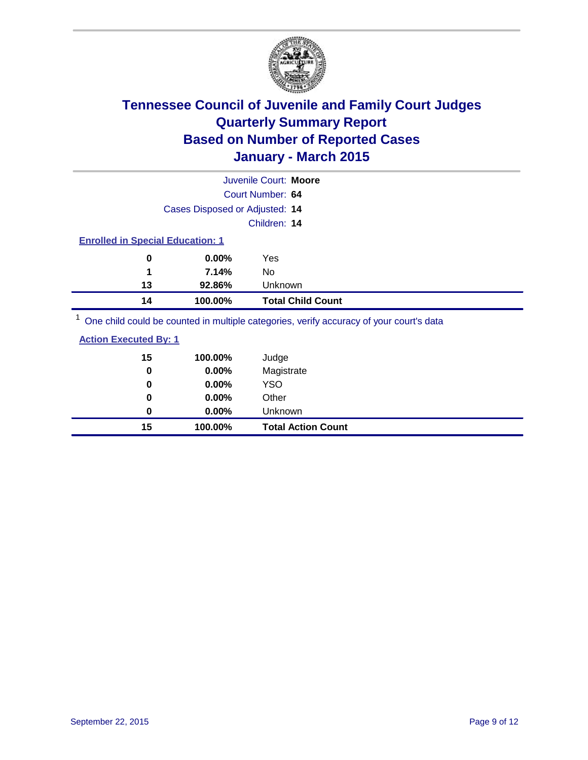# Tennessee Council of Juvenile and Family Court Judges
# Quarterly Summary Report
# Based on Number of Reported Cases
# January - March 2015

Juvenile Court: **Moore**

Court Number: **64**

Cases Disposed or Adjusted: **14**

Children: **14**

**Enrolled in Special Education: 1**

| | | |
|---|---|---|
| 0 | 0.00% | Yes |
| 1 | 7.14% | No |
| 13 | 92.86% | Unknown |
| **14** | **100.00%** | **Total Child Count** |

[1] One child could be counted in multiple categories, verify accuracy of your court's data

**Action Executed By: 1**

| | | |
|---|---|---|
| 15 | 100.00% | Judge |
| 0 | 0.00% | Magistrate |
| 0 | 0.00% | YSO |
| 0 | 0.00% | Other |
| 0 | 0.00% | Unknown |
| **15** | **100.00%** | **Total Action Count** |

September 22, 2015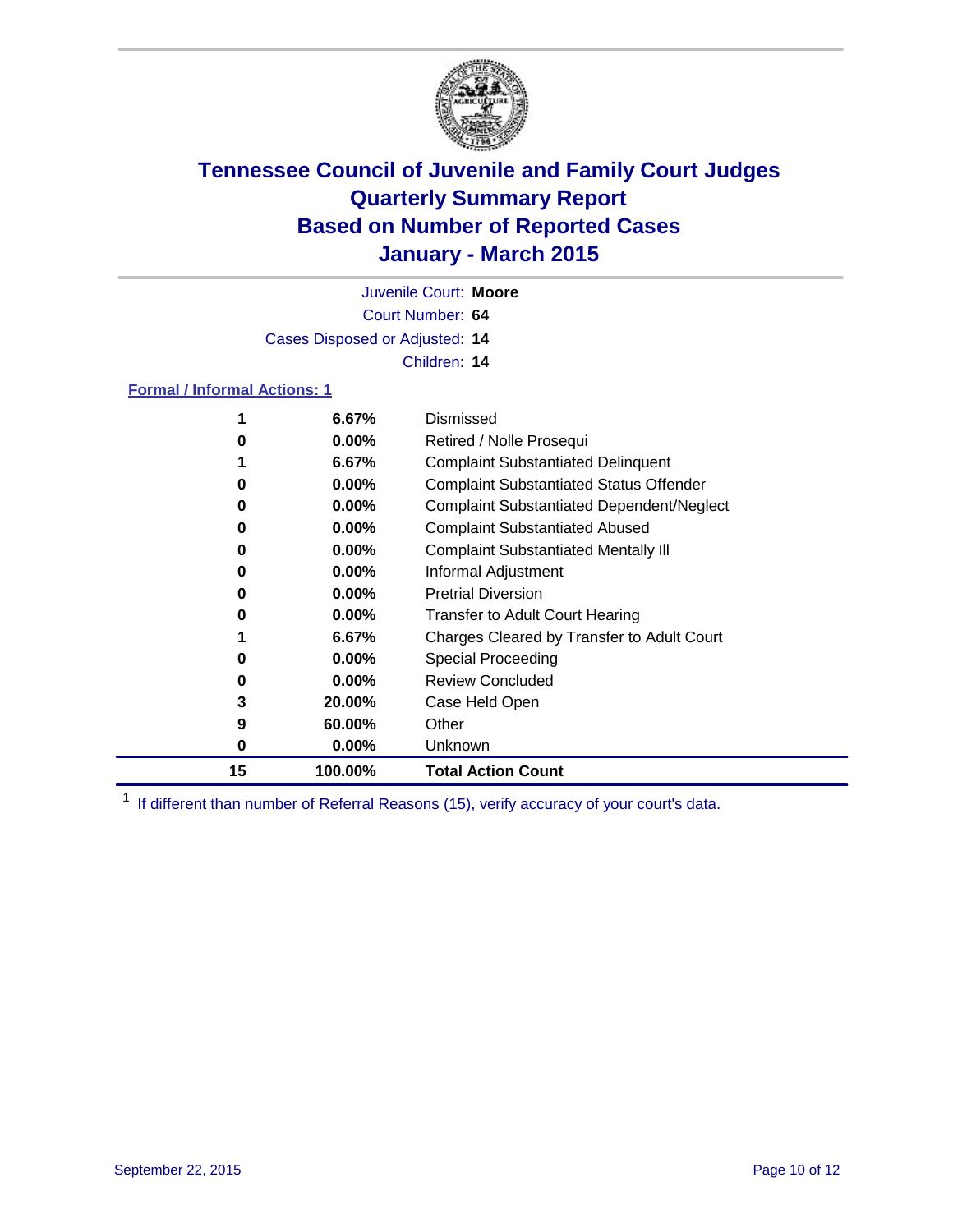# Tennessee Council of Juvenile and Family Court Judges
# Quarterly Summary Report
# Based on Number of Reported Cases
# January - March 2015

Juvenile Court: **Moore**

Court Number: **64**

Cases Disposed or Adjusted: **14**

Children: **14**

**Formal / Informal Actions: 1**

| Count | Percent | Action |
|---|---|---|
| 1 | 6.67% | Dismissed |
| 0 | 0.00% | Retired / Nolle Prosequi |
| 1 | 6.67% | Complaint Substantiated Delinquent |
| 0 | 0.00% | Complaint Substantiated Status Offender |
| 0 | 0.00% | Complaint Substantiated Dependent/Neglect |
| 0 | 0.00% | Complaint Substantiated Abused |
| 0 | 0.00% | Complaint Substantiated Mentally Ill |
| 0 | 0.00% | Informal Adjustment |
| 0 | 0.00% | Pretrial Diversion |
| 0 | 0.00% | Transfer to Adult Court Hearing |
| 1 | 6.67% | Charges Cleared by Transfer to Adult Court |
| 0 | 0.00% | Special Proceeding |
| 0 | 0.00% | Review Concluded |
| 3 | 20.00% | Case Held Open |
| 9 | 60.00% | Other |
| 0 | 0.00% | Unknown |
| **15** | **100.00%** | **Total Action Count** |

[1] If different than number of Referral Reasons (15), verify accuracy of your court's data.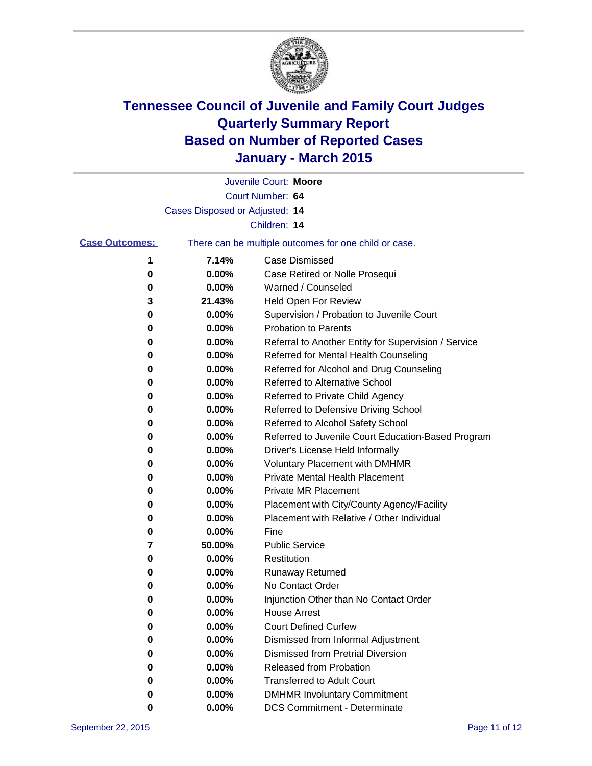# Tennessee Council of Juvenile and Family Court Judges
# Quarterly Summary Report
# Based on Number of Reported Cases
# January - March 2015

Juvenile Court: **Moore**

Court Number: **64**

Cases Disposed or Adjusted: **14**

Children: **14**

**Case Outcomes:** There can be multiple outcomes for one child or case.

| Count | Percent | Outcome |
|---|---|---|
| 1 | 7.14% | Case Dismissed |
| 0 | 0.00% | Case Retired or Nolle Prosequi |
| 0 | 0.00% | Warned / Counseled |
| 3 | 21.43% | Held Open For Review |
| 0 | 0.00% | Supervision / Probation to Juvenile Court |
| 0 | 0.00% | Probation to Parents |
| 0 | 0.00% | Referral to Another Entity for Supervision / Service |
| 0 | 0.00% | Referred for Mental Health Counseling |
| 0 | 0.00% | Referred for Alcohol and Drug Counseling |
| 0 | 0.00% | Referred to Alternative School |
| 0 | 0.00% | Referred to Private Child Agency |
| 0 | 0.00% | Referred to Defensive Driving School |
| 0 | 0.00% | Referred to Alcohol Safety School |
| 0 | 0.00% | Referred to Juvenile Court Education-Based Program |
| 0 | 0.00% | Driver's License Held Informally |
| 0 | 0.00% | Voluntary Placement with DMHMR |
| 0 | 0.00% | Private Mental Health Placement |
| 0 | 0.00% | Private MR Placement |
| 0 | 0.00% | Placement with City/County Agency/Facility |
| 0 | 0.00% | Placement with Relative / Other Individual |
| 0 | 0.00% | Fine |
| 7 | 50.00% | Public Service |
| 0 | 0.00% | Restitution |
| 0 | 0.00% | Runaway Returned |
| 0 | 0.00% | No Contact Order |
| 0 | 0.00% | Injunction Other than No Contact Order |
| 0 | 0.00% | House Arrest |
| 0 | 0.00% | Court Defined Curfew |
| 0 | 0.00% | Dismissed from Informal Adjustment |
| 0 | 0.00% | Dismissed from Pretrial Diversion |
| 0 | 0.00% | Released from Probation |
| 0 | 0.00% | Transferred to Adult Court |
| 0 | 0.00% | DMHMR Involuntary Commitment |
| 0 | 0.00% | DCS Commitment - Determinate |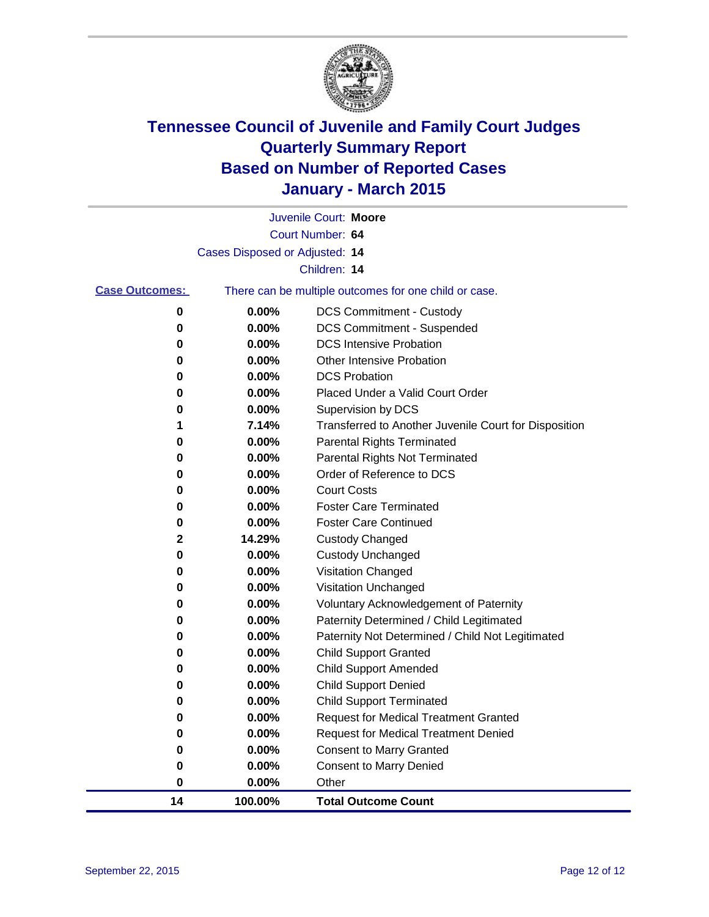# Tennessee Council of Juvenile and Family Court Judges
# Quarterly Summary Report
# Based on Number of Reported Cases
# January - March 2015

Juvenile Court: **Moore**

Court Number: **64**

Cases Disposed or Adjusted: **14**

Children: **14**

**Case Outcomes:** There can be multiple outcomes for one child or case.

| | | |
|---|---|---|
| 0 | 0.00% | DCS Commitment - Custody |
| 0 | 0.00% | DCS Commitment - Suspended |
| 0 | 0.00% | DCS Intensive Probation |
| 0 | 0.00% | Other Intensive Probation |
| 0 | 0.00% | DCS Probation |
| 0 | 0.00% | Placed Under a Valid Court Order |
| 0 | 0.00% | Supervision by DCS |
| 1 | 7.14% | Transferred to Another Juvenile Court for Disposition |
| 0 | 0.00% | Parental Rights Terminated |
| 0 | 0.00% | Parental Rights Not Terminated |
| 0 | 0.00% | Order of Reference to DCS |
| 0 | 0.00% | Court Costs |
| 0 | 0.00% | Foster Care Terminated |
| 0 | 0.00% | Foster Care Continued |
| 2 | 14.29% | Custody Changed |
| 0 | 0.00% | Custody Unchanged |
| 0 | 0.00% | Visitation Changed |
| 0 | 0.00% | Visitation Unchanged |
| 0 | 0.00% | Voluntary Acknowledgement of Paternity |
| 0 | 0.00% | Paternity Determined / Child Legitimated |
| 0 | 0.00% | Paternity Not Determined / Child Not Legitimated |
| 0 | 0.00% | Child Support Granted |
| 0 | 0.00% | Child Support Amended |
| 0 | 0.00% | Child Support Denied |
| 0 | 0.00% | Child Support Terminated |
| 0 | 0.00% | Request for Medical Treatment Granted |
| 0 | 0.00% | Request for Medical Treatment Denied |
| 0 | 0.00% | Consent to Marry Granted |
| 0 | 0.00% | Consent to Marry Denied |
| 0 | 0.00% | Other |
| **14** | **100.00%** | **Total Outcome Count** |

September 22, 2015